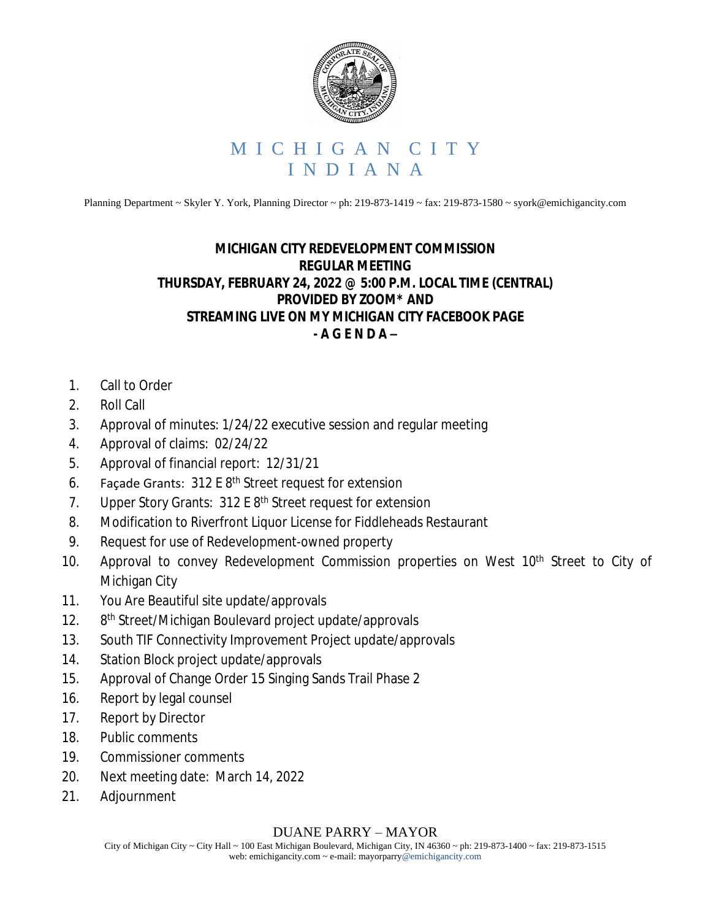# M I C H I G A N   C I T Y
# I N D I A N A

Planning Department ~ Skyler Y. York, Planning Director ~ ph: 219-873-1419 ~ fax: 219-873-1580 ~ syork@emichigancity.com

**MICHIGAN CITY REDEVELOPMENT COMMISSION**
**REGULAR MEETING**
**THURSDAY, FEBRUARY 24, 2022 @ 5:00 P.M. LOCAL TIME (CENTRAL)**
**PROVIDED BY ZOOM* AND**
**STREAMING LIVE ON MY MICHIGAN CITY FACEBOOK PAGE**
**- A G E N D A –**

1. Call to Order
2. Roll Call
3. Approval of minutes: 1/24/22 executive session and regular meeting
4. Approval of claims: 02/24/22
5. Approval of financial report: 12/31/21
6. Façade Grants: 312 E 8th Street request for extension
7. Upper Story Grants: 312 E 8th Street request for extension
8. Modification to Riverfront Liquor License for Fiddleheads Restaurant
9. Request for use of Redevelopment-owned property
10. Approval to convey Redevelopment Commission properties on West 10th Street to City of Michigan City
11. You Are Beautiful site update/approvals
12. 8th Street/Michigan Boulevard project update/approvals
13. South TIF Connectivity Improvement Project update/approvals
14. Station Block project update/approvals
15. Approval of Change Order 15 Singing Sands Trail Phase 2
16. Report by legal counsel
17. Report by Director
18. Public comments
19. Commissioner comments
20. Next meeting date: March 14, 2022
21. Adjournment

DUANE PARRY – MAYOR

City of Michigan City ~ City Hall ~ 100 East Michigan Boulevard, Michigan City, IN 46360 ~ ph: 219-873-1400 ~ fax: 219-873-1515
web: emichigancity.com ~ e-mail: mayorparry@emichigancity.com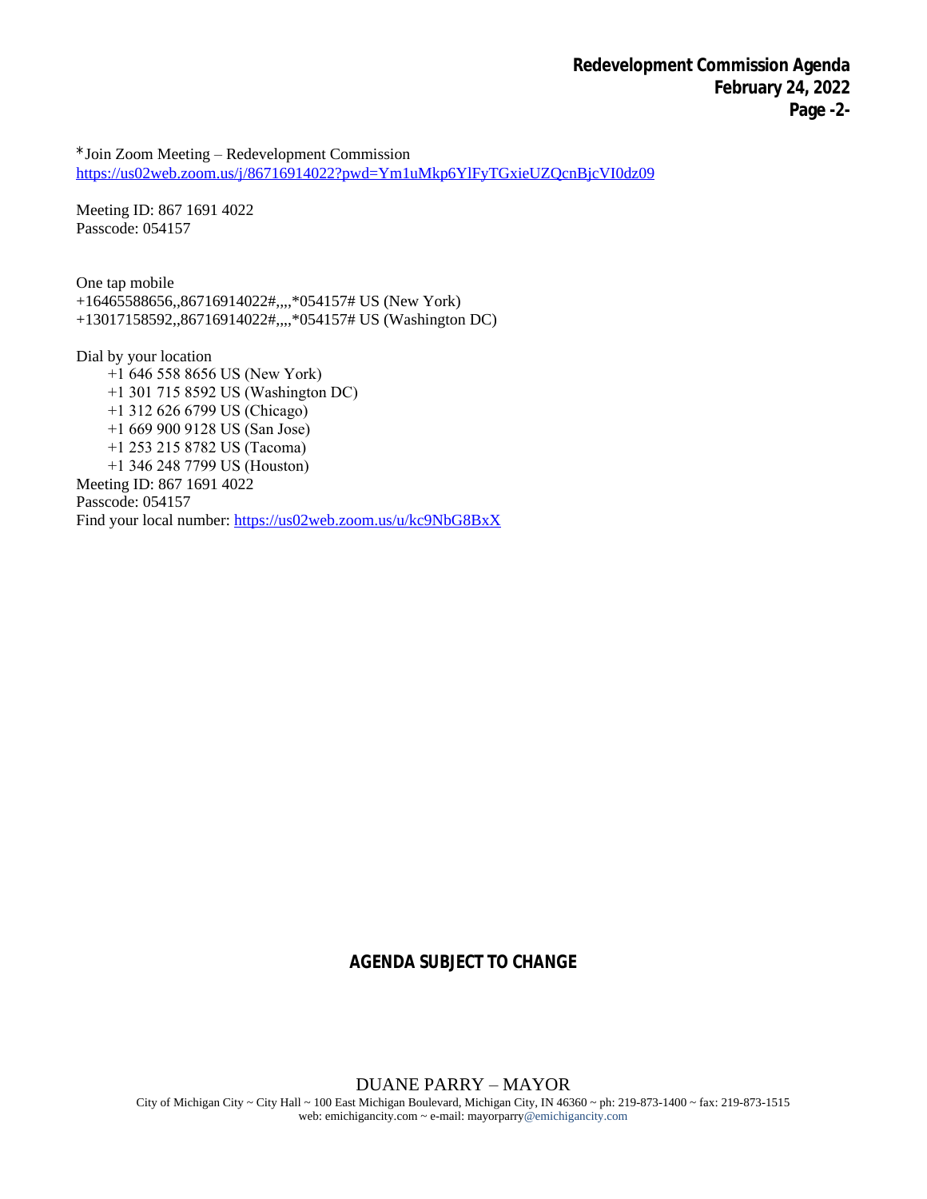*Join Zoom Meeting – Redevelopment Commission
https://us02web.zoom.us/j/86716914022?pwd=Ym1uMkp6YlFyTGxieUZQcnBjcVI0dz09

Meeting ID: 867 1691 4022
Passcode: 054157

One tap mobile
+16465588656,,86716914022#,,,,*054157# US (New York)
+13017158592,,86716914022#,,,,*054157# US (Washington DC)

Dial by your location
+1 646 558 8656 US (New York)
+1 301 715 8592 US (Washington DC)
+1 312 626 6799 US (Chicago)
+1 669 900 9128 US (San Jose)
+1 253 215 8782 US (Tacoma)
+1 346 248 7799 US (Houston)
Meeting ID: 867 1691 4022
Passcode: 054157
Find your local number: https://us02web.zoom.us/u/kc9NbG8BxX

**AGENDA SUBJECT TO CHANGE**

DUANE PARRY – MAYOR
City of Michigan City ~ City Hall ~ 100 East Michigan Boulevard, Michigan City, IN 46360 ~ ph: 219-873-1400 ~ fax: 219-873-1515
web: emichigancity.com ~ e-mail: mayorparry@emichigancity.com